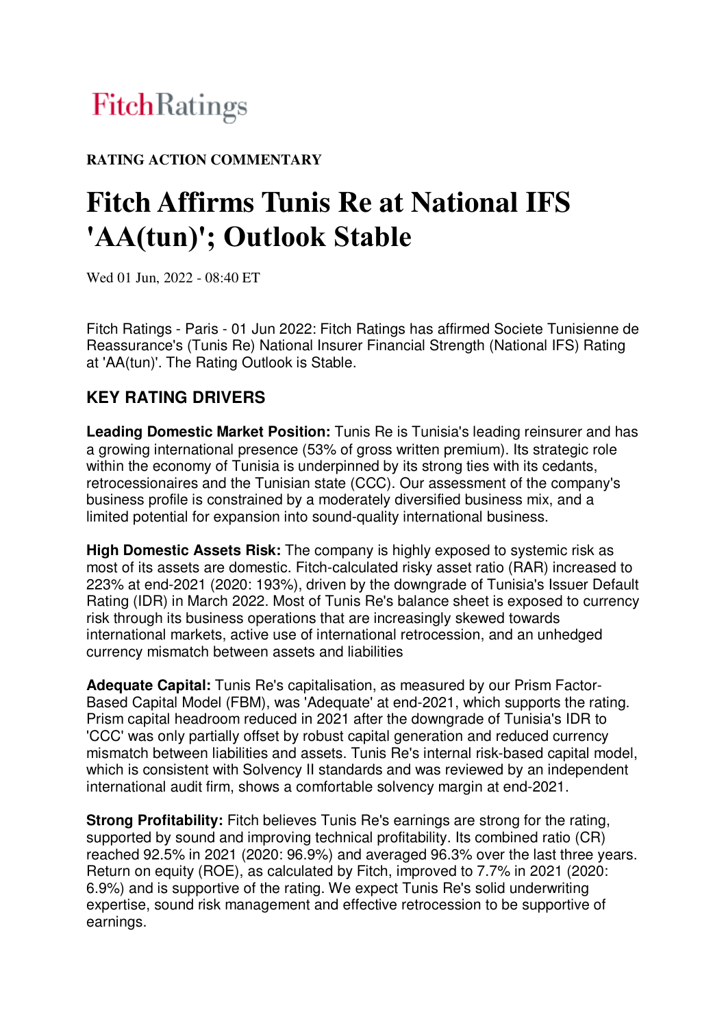FitchRatings

**RATING ACTION COMMENTARY**

# Fitch Affirms Tunis Re at National IFS 'AA(tun)'; Outlook Stable

Wed 01 Jun, 2022 - 08:40 ET

Fitch Ratings - Paris - 01 Jun 2022: Fitch Ratings has affirmed Societe Tunisienne de Reassurance's (Tunis Re) National Insurer Financial Strength (National IFS) Rating at 'AA(tun)'. The Rating Outlook is Stable.

## KEY RATING DRIVERS

**Leading Domestic Market Position:** Tunis Re is Tunisia's leading reinsurer and has a growing international presence (53% of gross written premium). Its strategic role within the economy of Tunisia is underpinned by its strong ties with its cedants, retrocessionaires and the Tunisian state (CCC). Our assessment of the company's business profile is constrained by a moderately diversified business mix, and a limited potential for expansion into sound-quality international business.

**High Domestic Assets Risk:** The company is highly exposed to systemic risk as most of its assets are domestic. Fitch-calculated risky asset ratio (RAR) increased to 223% at end-2021 (2020: 193%), driven by the downgrade of Tunisia's Issuer Default Rating (IDR) in March 2022. Most of Tunis Re's balance sheet is exposed to currency risk through its business operations that are increasingly skewed towards international markets, active use of international retrocession, and an unhedged currency mismatch between assets and liabilities

**Adequate Capital:** Tunis Re's capitalisation, as measured by our Prism Factor-Based Capital Model (FBM), was 'Adequate' at end-2021, which supports the rating. Prism capital headroom reduced in 2021 after the downgrade of Tunisia's IDR to 'CCC' was only partially offset by robust capital generation and reduced currency mismatch between liabilities and assets. Tunis Re's internal risk-based capital model, which is consistent with Solvency II standards and was reviewed by an independent international audit firm, shows a comfortable solvency margin at end-2021.

**Strong Profitability:** Fitch believes Tunis Re's earnings are strong for the rating, supported by sound and improving technical profitability. Its combined ratio (CR) reached 92.5% in 2021 (2020: 96.9%) and averaged 96.3% over the last three years. Return on equity (ROE), as calculated by Fitch, improved to 7.7% in 2021 (2020: 6.9%) and is supportive of the rating. We expect Tunis Re's solid underwriting expertise, sound risk management and effective retrocession to be supportive of earnings.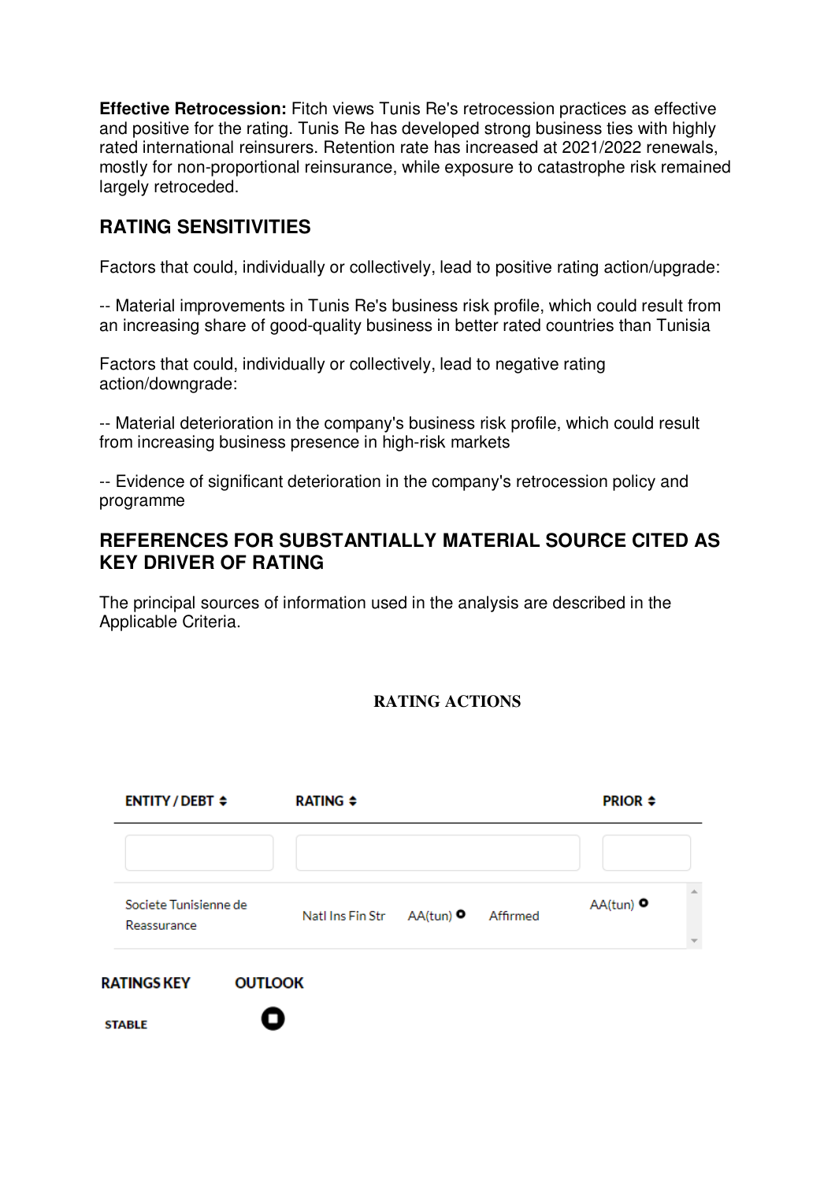**Effective Retrocession:** Fitch views Tunis Re's retrocession practices as effective and positive for the rating. Tunis Re has developed strong business ties with highly rated international reinsurers. Retention rate has increased at 2021/2022 renewals, mostly for non-proportional reinsurance, while exposure to catastrophe risk remained largely retroceded.

## RATING SENSITIVITIES

Factors that could, individually or collectively, lead to positive rating action/upgrade:

-- Material improvements in Tunis Re's business risk profile, which could result from an increasing share of good-quality business in better rated countries than Tunisia

Factors that could, individually or collectively, lead to negative rating action/downgrade:

-- Material deterioration in the company's business risk profile, which could result from increasing business presence in high-risk markets

-- Evidence of significant deterioration in the company's retrocession policy and programme

## REFERENCES FOR SUBSTANTIALLY MATERIAL SOURCE CITED AS KEY DRIVER OF RATING

The principal sources of information used in the analysis are described in the Applicable Criteria.

### RATING ACTIONS

| ENTITY / DEBT | RATING | | | PRIOR |
|---|---|---|---|---|
| Societe Tunisienne de Reassurance | Natl Ins Fin Str | AA(tun) | Affirmed | AA(tun) |

**RATINGS KEY** **OUTLOOK**

**STABLE**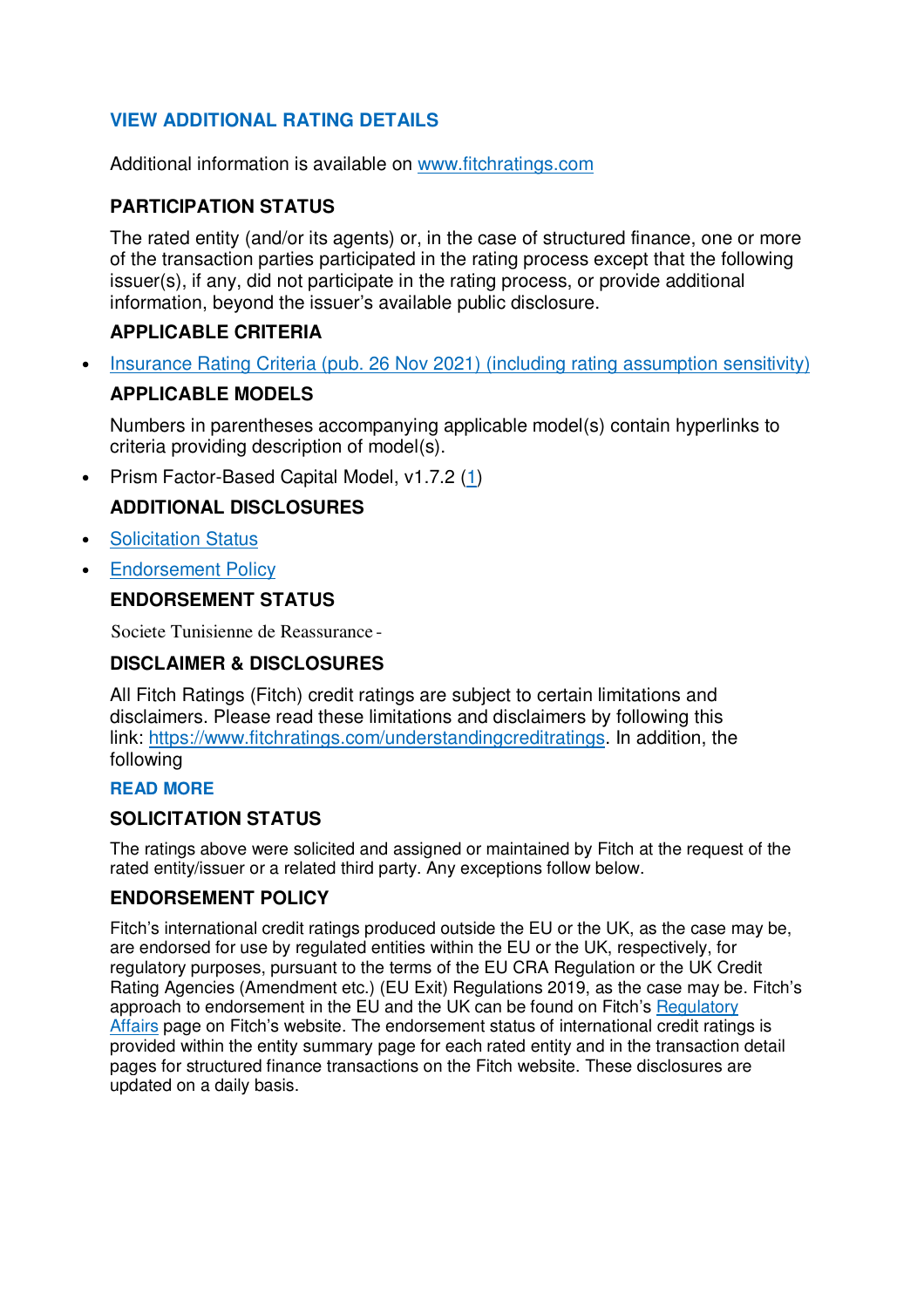## VIEW ADDITIONAL RATING DETAILS

Additional information is available on www.fitchratings.com

### PARTICIPATION STATUS

The rated entity (and/or its agents) or, in the case of structured finance, one or more of the transaction parties participated in the rating process except that the following issuer(s), if any, did not participate in the rating process, or provide additional information, beyond the issuer's available public disclosure.

### APPLICABLE CRITERIA

- Insurance Rating Criteria (pub. 26 Nov 2021) (including rating assumption sensitivity)

### APPLICABLE MODELS

Numbers in parentheses accompanying applicable model(s) contain hyperlinks to criteria providing description of model(s).

- Prism Factor-Based Capital Model, v1.7.2 (1)

### ADDITIONAL DISCLOSURES

- Solicitation Status
- Endorsement Policy

### ENDORSEMENT STATUS

Societe Tunisienne de Reassurance -

### DISCLAIMER & DISCLOSURES

All Fitch Ratings (Fitch) credit ratings are subject to certain limitations and disclaimers. Please read these limitations and disclaimers by following this link: https://www.fitchratings.com/understandingcreditratings. In addition, the following

**READ MORE**

### SOLICITATION STATUS

The ratings above were solicited and assigned or maintained by Fitch at the request of the rated entity/issuer or a related third party. Any exceptions follow below.

### ENDORSEMENT POLICY

Fitch's international credit ratings produced outside the EU or the UK, as the case may be, are endorsed for use by regulated entities within the EU or the UK, respectively, for regulatory purposes, pursuant to the terms of the EU CRA Regulation or the UK Credit Rating Agencies (Amendment etc.) (EU Exit) Regulations 2019, as the case may be. Fitch's approach to endorsement in the EU and the UK can be found on Fitch's Regulatory Affairs page on Fitch's website. The endorsement status of international credit ratings is provided within the entity summary page for each rated entity and in the transaction detail pages for structured finance transactions on the Fitch website. These disclosures are updated on a daily basis.